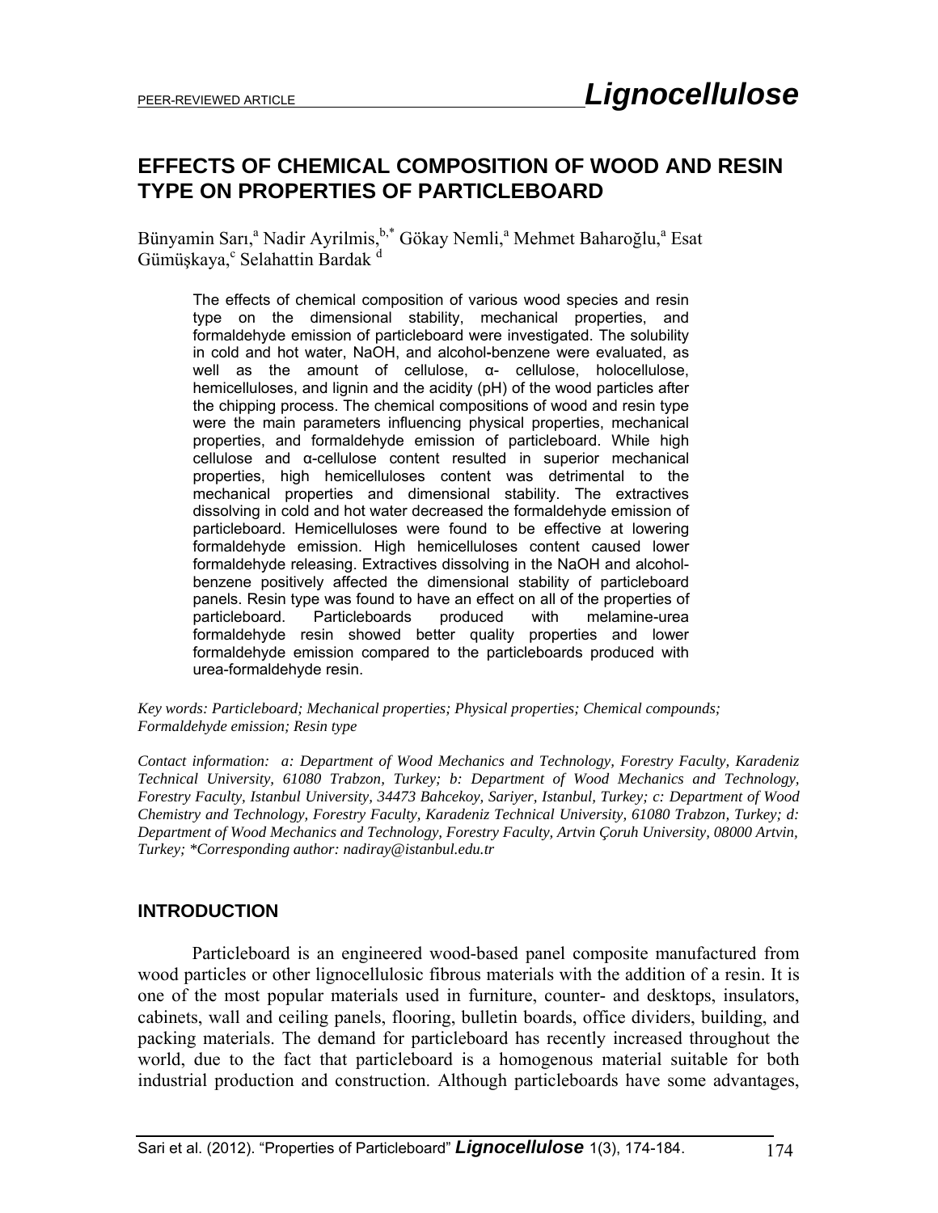PEER-REVIEWED ARTICLE **Lignocellulose**

# EFFECTS OF CHEMICAL COMPOSITION OF WOOD AND RESIN TYPE ON PROPERTIES OF PARTICLEBOARD

Bünyamin Sarı,[a] Nadir Ayrilmis,[b,*] Gökay Nemli,[a] Mehmet Baharoğlu,[a] Esat Gümüşkaya,[c] Selahattin Bardak [d]

The effects of chemical composition of various wood species and resin type on the dimensional stability, mechanical properties, and formaldehyde emission of particleboard were investigated. The solubility in cold and hot water, NaOH, and alcohol-benzene were evaluated, as well as the amount of cellulose, α- cellulose, holocellulose, hemicelluloses, and lignin and the acidity (pH) of the wood particles after the chipping process. The chemical compositions of wood and resin type were the main parameters influencing physical properties, mechanical properties, and formaldehyde emission of particleboard. While high cellulose and α-cellulose content resulted in superior mechanical properties, high hemicelluloses content was detrimental to the mechanical properties and dimensional stability. The extractives dissolving in cold and hot water decreased the formaldehyde emission of particleboard. Hemicelluloses were found to be effective at lowering formaldehyde emission. High hemicelluloses content caused lower formaldehyde releasing. Extractives dissolving in the NaOH and alcohol-benzene positively affected the dimensional stability of particleboard panels. Resin type was found to have an effect on all of the properties of particleboard. Particleboards produced with melamine-urea formaldehyde resin showed better quality properties and lower formaldehyde emission compared to the particleboards produced with urea-formaldehyde resin.

*Key words: Particleboard; Mechanical properties; Physical properties; Chemical compounds; Formaldehyde emission; Resin type*

*Contact information: a: Department of Wood Mechanics and Technology, Forestry Faculty, Karadeniz Technical University, 61080 Trabzon, Turkey; b: Department of Wood Mechanics and Technology, Forestry Faculty, Istanbul University, 34473 Bahcekoy, Sariyer, Istanbul, Turkey; c: Department of Wood Chemistry and Technology, Forestry Faculty, Karadeniz Technical University, 61080 Trabzon, Turkey; d: Department of Wood Mechanics and Technology, Forestry Faculty, Artvin Çoruh University, 08000 Artvin, Turkey; *Corresponding author: nadiray@istanbul.edu.tr*

## INTRODUCTION

Particleboard is an engineered wood-based panel composite manufactured from wood particles or other lignocellulosic fibrous materials with the addition of a resin. It is one of the most popular materials used in furniture, counter- and desktops, insulators, cabinets, wall and ceiling panels, flooring, bulletin boards, office dividers, building, and packing materials. The demand for particleboard has recently increased throughout the world, due to the fact that particleboard is a homogenous material suitable for both industrial production and construction. Although particleboards have some advantages,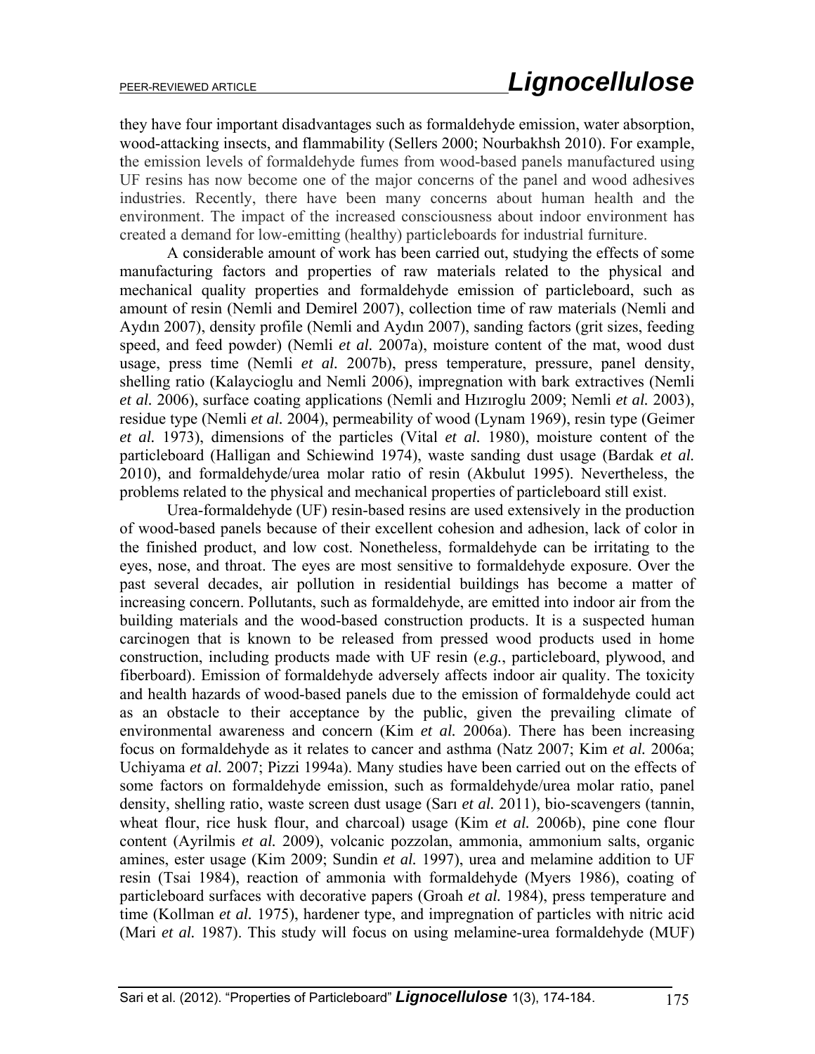they have four important disadvantages such as formaldehyde emission, water absorption, wood-attacking insects, and flammability (Sellers 2000; Nourbakhsh 2010). For example, the emission levels of formaldehyde fumes from wood-based panels manufactured using UF resins has now become one of the major concerns of the panel and wood adhesives industries. Recently, there have been many concerns about human health and the environment. The impact of the increased consciousness about indoor environment has created a demand for low-emitting (healthy) particleboards for industrial furniture.

A considerable amount of work has been carried out, studying the effects of some manufacturing factors and properties of raw materials related to the physical and mechanical quality properties and formaldehyde emission of particleboard, such as amount of resin (Nemli and Demirel 2007), collection time of raw materials (Nemli and Aydın 2007), density profile (Nemli and Aydın 2007), sanding factors (grit sizes, feeding speed, and feed powder) (Nemli *et al.* 2007a), moisture content of the mat, wood dust usage, press time (Nemli *et al.* 2007b), press temperature, pressure, panel density, shelling ratio (Kalaycioglu and Nemli 2006), impregnation with bark extractives (Nemli *et al.* 2006), surface coating applications (Nemli and Hızıroglu 2009; Nemli *et al.* 2003), residue type (Nemli *et al.* 2004), permeability of wood (Lynam 1969), resin type (Geimer *et al.* 1973), dimensions of the particles (Vital *et al.* 1980), moisture content of the particleboard (Halligan and Schiewind 1974), waste sanding dust usage (Bardak *et al.* 2010), and formaldehyde/urea molar ratio of resin (Akbulut 1995). Nevertheless, the problems related to the physical and mechanical properties of particleboard still exist.

Urea-formaldehyde (UF) resin-based resins are used extensively in the production of wood-based panels because of their excellent cohesion and adhesion, lack of color in the finished product, and low cost. Nonetheless, formaldehyde can be irritating to the eyes, nose, and throat. The eyes are most sensitive to formaldehyde exposure. Over the past several decades, air pollution in residential buildings has become a matter of increasing concern. Pollutants, such as formaldehyde, are emitted into indoor air from the building materials and the wood-based construction products. It is a suspected human carcinogen that is known to be released from pressed wood products used in home construction, including products made with UF resin (*e.g.*, particleboard, plywood, and fiberboard). Emission of formaldehyde adversely affects indoor air quality. The toxicity and health hazards of wood-based panels due to the emission of formaldehyde could act as an obstacle to their acceptance by the public, given the prevailing climate of environmental awareness and concern (Kim *et al.* 2006a). There has been increasing focus on formaldehyde as it relates to cancer and asthma (Natz 2007; Kim *et al.* 2006a; Uchiyama *et al.* 2007; Pizzi 1994a). Many studies have been carried out on the effects of some factors on formaldehyde emission, such as formaldehyde/urea molar ratio, panel density, shelling ratio, waste screen dust usage (Sarı *et al.* 2011), bio-scavengers (tannin, wheat flour, rice husk flour, and charcoal) usage (Kim *et al.* 2006b), pine cone flour content (Ayrilmis *et al.* 2009), volcanic pozzolan, ammonia, ammonium salts, organic amines, ester usage (Kim 2009; Sundin *et al.* 1997), urea and melamine addition to UF resin (Tsai 1984), reaction of ammonia with formaldehyde (Myers 1986), coating of particleboard surfaces with decorative papers (Groah *et al.* 1984), press temperature and time (Kollman *et al.* 1975), hardener type, and impregnation of particles with nitric acid (Mari *et al.* 1987). This study will focus on using melamine-urea formaldehyde (MUF)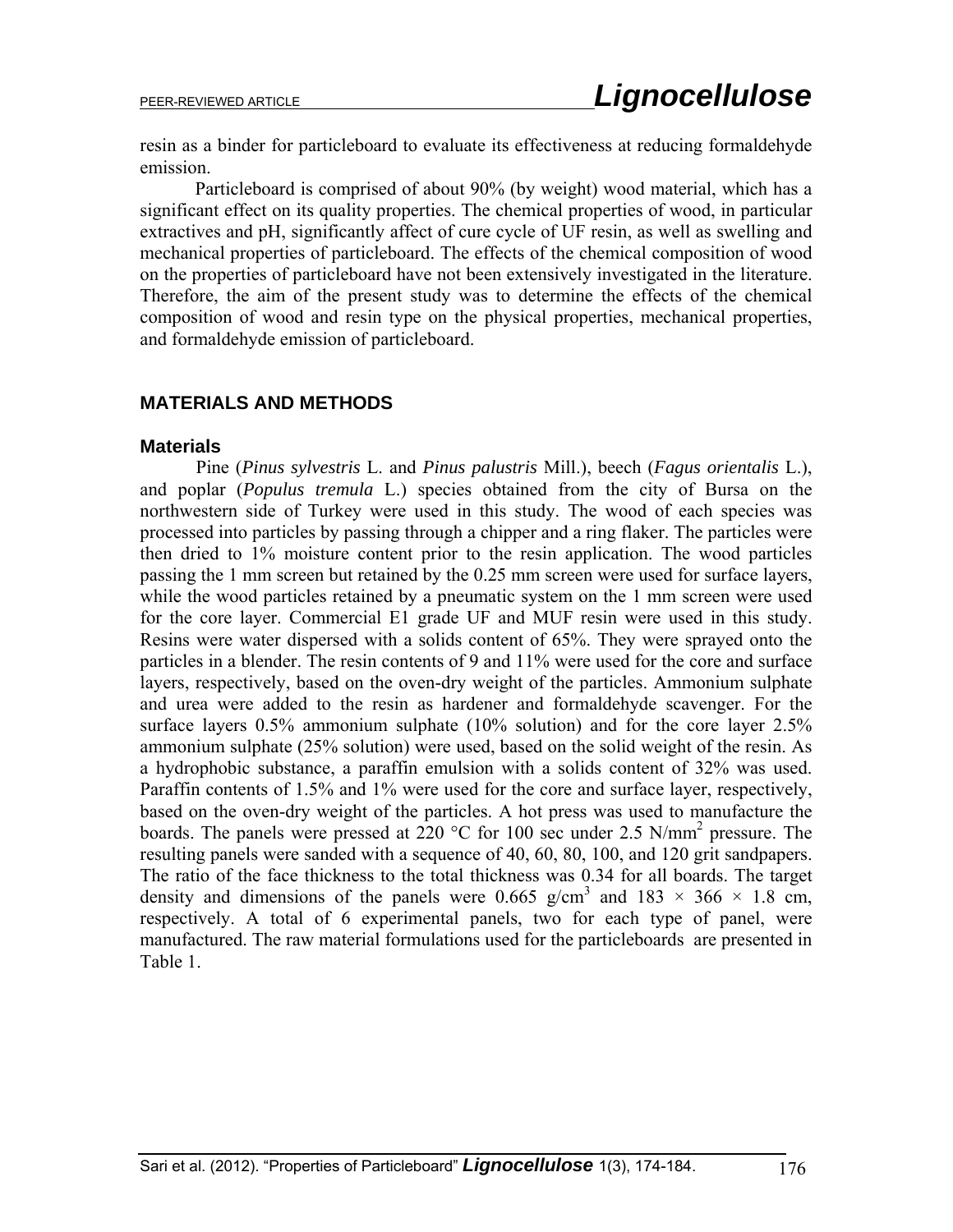resin as a binder for particleboard to evaluate its effectiveness at reducing formaldehyde emission.

Particleboard is comprised of about 90% (by weight) wood material, which has a significant effect on its quality properties. The chemical properties of wood, in particular extractives and pH, significantly affect of cure cycle of UF resin, as well as swelling and mechanical properties of particleboard. The effects of the chemical composition of wood on the properties of particleboard have not been extensively investigated in the literature. Therefore, the aim of the present study was to determine the effects of the chemical composition of wood and resin type on the physical properties, mechanical properties, and formaldehyde emission of particleboard.

## MATERIALS AND METHODS

### Materials

Pine (*Pinus sylvestris* L. and *Pinus palustris* Mill.), beech (*Fagus orientalis* L.), and poplar (*Populus tremula* L.) species obtained from the city of Bursa on the northwestern side of Turkey were used in this study. The wood of each species was processed into particles by passing through a chipper and a ring flaker. The particles were then dried to 1% moisture content prior to the resin application. The wood particles passing the 1 mm screen but retained by the 0.25 mm screen were used for surface layers, while the wood particles retained by a pneumatic system on the 1 mm screen were used for the core layer. Commercial E1 grade UF and MUF resin were used in this study. Resins were water dispersed with a solids content of 65%. They were sprayed onto the particles in a blender. The resin contents of 9 and 11% were used for the core and surface layers, respectively, based on the oven-dry weight of the particles. Ammonium sulphate and urea were added to the resin as hardener and formaldehyde scavenger. For the surface layers 0.5% ammonium sulphate (10% solution) and for the core layer 2.5% ammonium sulphate (25% solution) were used, based on the solid weight of the resin. As a hydrophobic substance, a paraffin emulsion with a solids content of 32% was used. Paraffin contents of 1.5% and 1% were used for the core and surface layer, respectively, based on the oven-dry weight of the particles. A hot press was used to manufacture the boards. The panels were pressed at 220 °C for 100 sec under 2.5 $N/mm^2$ pressure. The resulting panels were sanded with a sequence of 40, 60, 80, 100, and 120 grit sandpapers. The ratio of the face thickness to the total thickness was 0.34 for all boards. The target density and dimensions of the panels were 0.665 $g/cm^3$ and 183 × 366 × 1.8 cm, respectively. A total of 6 experimental panels, two for each type of panel, were manufactured. The raw material formulations used for the particleboards are presented in Table 1.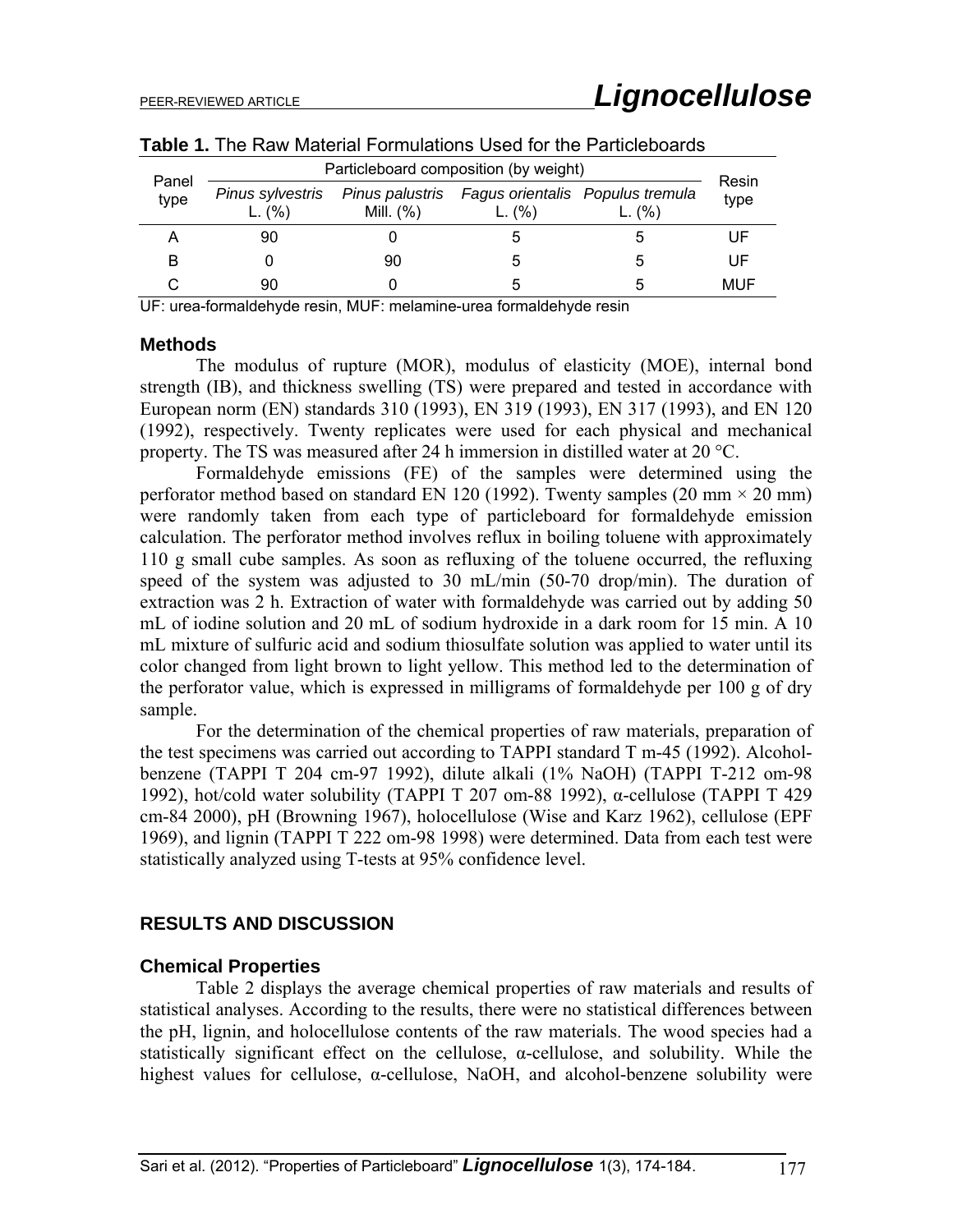**Table 1.** The Raw Material Formulations Used for the Particleboards

| Panel type | Particleboard composition (by weight) | | | | Resin type |
|---|---|---|---|---|---|
| | *Pinus sylvestris* L. (%) | *Pinus palustris* Mill. (%) | *Fagus orientalis* L. (%) | *Populus tremula* L. (%) | |
| A | 90 | 0 | 5 | 5 | UF |
| B | 0 | 90 | 5 | 5 | UF |
| C | 90 | 0 | 5 | 5 | MUF |

UF: urea-formaldehyde resin, MUF: melamine-urea formaldehyde resin

### Methods

The modulus of rupture (MOR), modulus of elasticity (MOE), internal bond strength (IB), and thickness swelling (TS) were prepared and tested in accordance with European norm (EN) standards 310 (1993), EN 319 (1993), EN 317 (1993), and EN 120 (1992), respectively. Twenty replicates were used for each physical and mechanical property. The TS was measured after 24 h immersion in distilled water at 20 °C.

Formaldehyde emissions (FE) of the samples were determined using the perforator method based on standard EN 120 (1992). Twenty samples (20 mm × 20 mm) were randomly taken from each type of particleboard for formaldehyde emission calculation. The perforator method involves reflux in boiling toluene with approximately 110 g small cube samples. As soon as refluxing of the toluene occurred, the refluxing speed of the system was adjusted to 30 mL/min (50-70 drop/min). The duration of extraction was 2 h. Extraction of water with formaldehyde was carried out by adding 50 mL of iodine solution and 20 mL of sodium hydroxide in a dark room for 15 min. A 10 mL mixture of sulfuric acid and sodium thiosulfate solution was applied to water until its color changed from light brown to light yellow. This method led to the determination of the perforator value, which is expressed in milligrams of formaldehyde per 100 g of dry sample.

For the determination of the chemical properties of raw materials, preparation of the test specimens was carried out according to TAPPI standard T m-45 (1992). Alcohol-benzene (TAPPI T 204 cm-97 1992), dilute alkali (1% NaOH) (TAPPI T-212 om-98 1992), hot/cold water solubility (TAPPI T 207 om-88 1992), α-cellulose (TAPPI T 429 cm-84 2000), pH (Browning 1967), holocellulose (Wise and Karz 1962), cellulose (EPF 1969), and lignin (TAPPI T 222 om-98 1998) were determined. Data from each test were statistically analyzed using T-tests at 95% confidence level.

## RESULTS AND DISCUSSION

### Chemical Properties

Table 2 displays the average chemical properties of raw materials and results of statistical analyses. According to the results, there were no statistical differences between the pH, lignin, and holocellulose contents of the raw materials. The wood species had a statistically significant effect on the cellulose, α-cellulose, and solubility. While the highest values for cellulose, α-cellulose, NaOH, and alcohol-benzene solubility were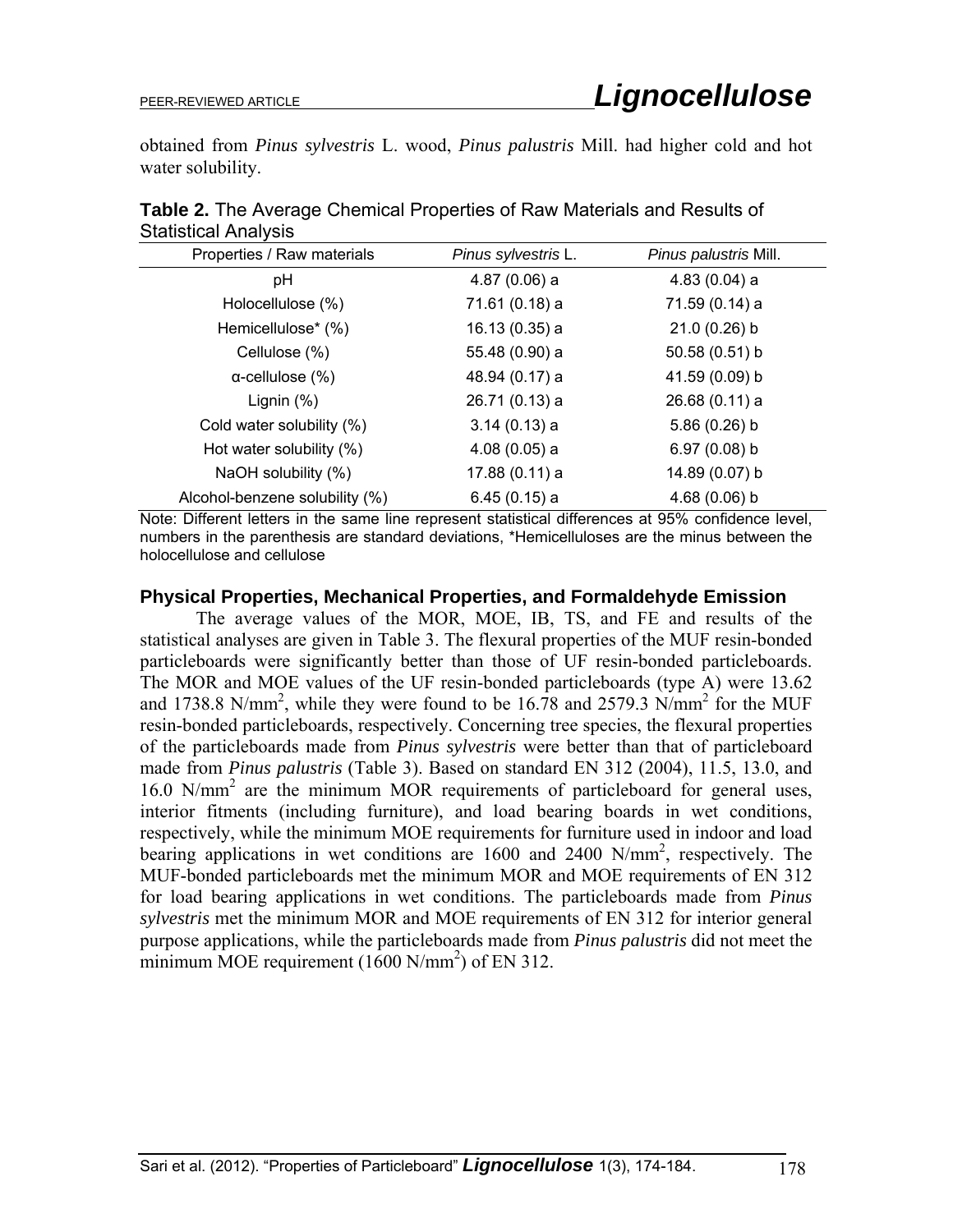obtained from *Pinus sylvestris* L. wood, *Pinus palustris* Mill. had higher cold and hot water solubility.

**Table 2.** The Average Chemical Properties of Raw Materials and Results of Statistical Analysis

| Properties / Raw materials | *Pinus sylvestris* L. | *Pinus palustris* Mill. |
|---|---|---|
| pH | 4.87 (0.06) a | 4.83 (0.04) a |
| Holocellulose (%) | 71.61 (0.18) a | 71.59 (0.14) a |
| Hemicellulose* (%) | 16.13 (0.35) a | 21.0 (0.26) b |
| Cellulose (%) | 55.48 (0.90) a | 50.58 (0.51) b |
| α-cellulose (%) | 48.94 (0.17) a | 41.59 (0.09) b |
| Lignin (%) | 26.71 (0.13) a | 26.68 (0.11) a |
| Cold water solubility (%) | 3.14 (0.13) a | 5.86 (0.26) b |
| Hot water solubility (%) | 4.08 (0.05) a | 6.97 (0.08) b |
| NaOH solubility (%) | 17.88 (0.11) a | 14.89 (0.07) b |
| Alcohol-benzene solubility (%) | 6.45 (0.15) a | 4.68 (0.06) b |

Note: Different letters in the same line represent statistical differences at 95% confidence level, numbers in the parenthesis are standard deviations, *Hemicelluloses are the minus between the holocellulose and cellulose

### Physical Properties, Mechanical Properties, and Formaldehyde Emission

The average values of the MOR, MOE, IB, TS, and FE and results of the statistical analyses are given in Table 3. The flexural properties of the MUF resin-bonded particleboards were significantly better than those of UF resin-bonded particleboards. The MOR and MOE values of the UF resin-bonded particleboards (type A) were 13.62 and 1738.8 N/mm$^2$, while they were found to be 16.78 and 2579.3 N/mm$^2$ for the MUF resin-bonded particleboards, respectively. Concerning tree species, the flexural properties of the particleboards made from *Pinus sylvestris* were better than that of particleboard made from *Pinus palustris* (Table 3). Based on standard EN 312 (2004), 11.5, 13.0, and 16.0 N/mm$^2$ are the minimum MOR requirements of particleboard for general uses, interior fitments (including furniture), and load bearing boards in wet conditions, respectively, while the minimum MOE requirements for furniture used in indoor and load bearing applications in wet conditions are 1600 and 2400 N/mm$^2$, respectively. The MUF-bonded particleboards met the minimum MOR and MOE requirements of EN 312 for load bearing applications in wet conditions. The particleboards made from *Pinus sylvestris* met the minimum MOR and MOE requirements of EN 312 for interior general purpose applications, while the particleboards made from *Pinus palustris* did not meet the minimum MOE requirement (1600 N/mm$^2$) of EN 312.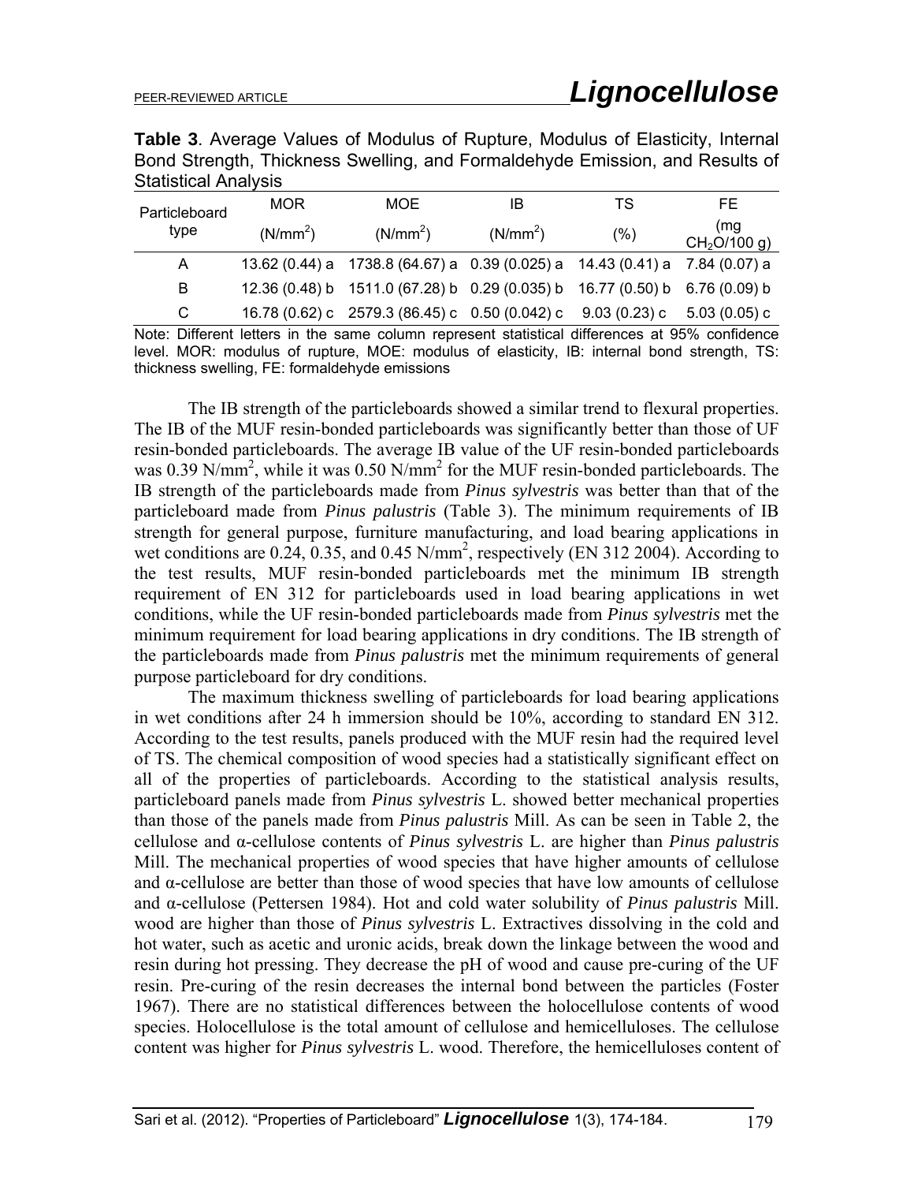**Table 3**. Average Values of Modulus of Rupture, Modulus of Elasticity, Internal Bond Strength, Thickness Swelling, and Formaldehyde Emission, and Results of Statistical Analysis

| Particleboard type | MOR ($N/mm^2$) | MOE ($N/mm^2$) | IB ($N/mm^2$) | TS (%) | FE (mg $CH_2O$/100 g) |
|---|---|---|---|---|---|
| A | 13.62 (0.44) a | 1738.8 (64.67) a | 0.39 (0.025) a | 14.43 (0.41) a | 7.84 (0.07) a |
| B | 12.36 (0.48) b | 1511.0 (67.28) b | 0.29 (0.035) b | 16.77 (0.50) b | 6.76 (0.09) b |
| C | 16.78 (0.62) c | 2579.3 (86.45) c | 0.50 (0.042) c | 9.03 (0.23) c | 5.03 (0.05) c |

Note: Different letters in the same column represent statistical differences at 95% confidence level. MOR: modulus of rupture, MOE: modulus of elasticity, IB: internal bond strength, TS: thickness swelling, FE: formaldehyde emissions

The IB strength of the particleboards showed a similar trend to flexural properties. The IB of the MUF resin-bonded particleboards was significantly better than those of UF resin-bonded particleboards. The average IB value of the UF resin-bonded particleboards was 0.39 $N/mm^2$, while it was 0.50 $N/mm^2$ for the MUF resin-bonded particleboards. The IB strength of the particleboards made from *Pinus sylvestris* was better than that of the particleboard made from *Pinus palustris* (Table 3). The minimum requirements of IB strength for general purpose, furniture manufacturing, and load bearing applications in wet conditions are 0.24, 0.35, and 0.45 $N/mm^2$, respectively (EN 312 2004). According to the test results, MUF resin-bonded particleboards met the minimum IB strength requirement of EN 312 for particleboards used in load bearing applications in wet conditions, while the UF resin-bonded particleboards made from *Pinus sylvestris* met the minimum requirement for load bearing applications in dry conditions. The IB strength of the particleboards made from *Pinus palustris* met the minimum requirements of general purpose particleboard for dry conditions.

The maximum thickness swelling of particleboards for load bearing applications in wet conditions after 24 h immersion should be 10%, according to standard EN 312. According to the test results, panels produced with the MUF resin had the required level of TS. The chemical composition of wood species had a statistically significant effect on all of the properties of particleboards. According to the statistical analysis results, particleboard panels made from *Pinus sylvestris* L. showed better mechanical properties than those of the panels made from *Pinus palustris* Mill. As can be seen in Table 2, the cellulose and α-cellulose contents of *Pinus sylvestris* L. are higher than *Pinus palustris* Mill. The mechanical properties of wood species that have higher amounts of cellulose and α-cellulose are better than those of wood species that have low amounts of cellulose and α-cellulose (Pettersen 1984). Hot and cold water solubility of *Pinus palustris* Mill. wood are higher than those of *Pinus sylvestris* L. Extractives dissolving in the cold and hot water, such as acetic and uronic acids, break down the linkage between the wood and resin during hot pressing. They decrease the pH of wood and cause pre-curing of the UF resin. Pre-curing of the resin decreases the internal bond between the particles (Foster 1967). There are no statistical differences between the holocellulose contents of wood species. Holocellulose is the total amount of cellulose and hemicelluloses. The cellulose content was higher for *Pinus sylvestris* L. wood. Therefore, the hemicelluloses content of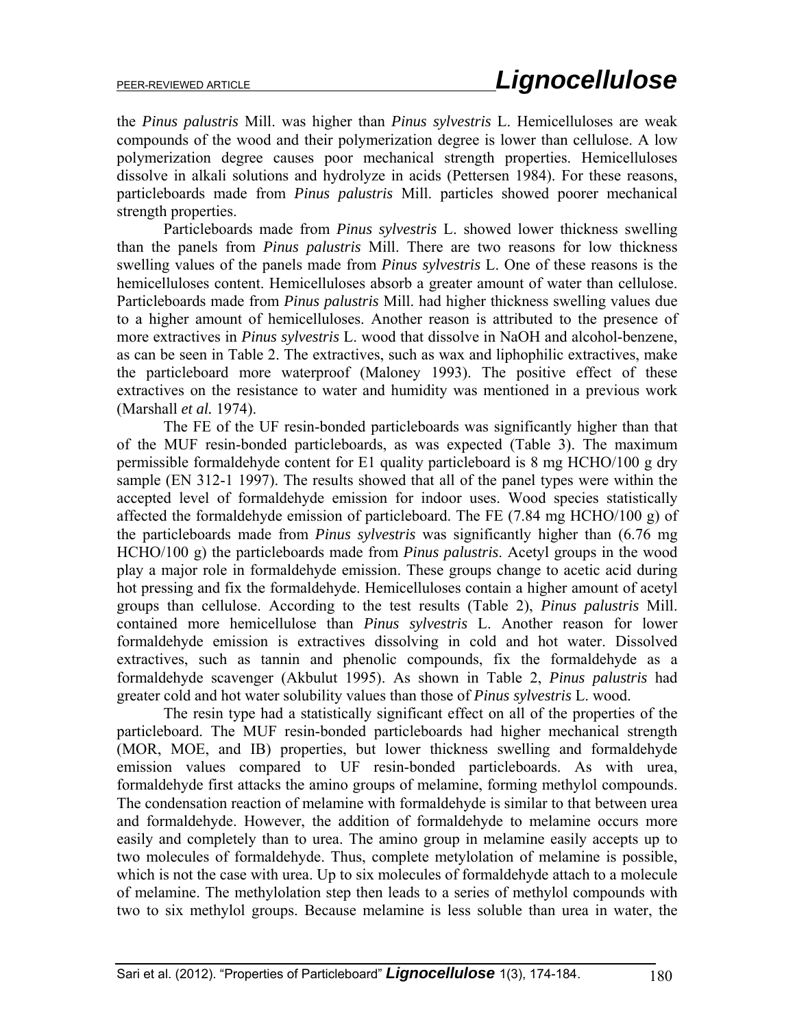the *Pinus palustris* Mill. was higher than *Pinus sylvestris* L. Hemicelluloses are weak compounds of the wood and their polymerization degree is lower than cellulose. A low polymerization degree causes poor mechanical strength properties. Hemicelluloses dissolve in alkali solutions and hydrolyze in acids (Pettersen 1984). For these reasons, particleboards made from *Pinus palustris* Mill. particles showed poorer mechanical strength properties.

Particleboards made from *Pinus sylvestris* L. showed lower thickness swelling than the panels from *Pinus palustris* Mill. There are two reasons for low thickness swelling values of the panels made from *Pinus sylvestris* L. One of these reasons is the hemicelluloses content. Hemicelluloses absorb a greater amount of water than cellulose. Particleboards made from *Pinus palustris* Mill. had higher thickness swelling values due to a higher amount of hemicelluloses. Another reason is attributed to the presence of more extractives in *Pinus sylvestris* L. wood that dissolve in NaOH and alcohol-benzene, as can be seen in Table 2. The extractives, such as wax and liphophilic extractives, make the particleboard more waterproof (Maloney 1993). The positive effect of these extractives on the resistance to water and humidity was mentioned in a previous work (Marshall *et al.* 1974).

The FE of the UF resin-bonded particleboards was significantly higher than that of the MUF resin-bonded particleboards, as was expected (Table 3). The maximum permissible formaldehyde content for E1 quality particleboard is 8 mg HCHO/100 g dry sample (EN 312-1 1997). The results showed that all of the panel types were within the accepted level of formaldehyde emission for indoor uses. Wood species statistically affected the formaldehyde emission of particleboard. The FE (7.84 mg HCHO/100 g) of the particleboards made from *Pinus sylvestris* was significantly higher than (6.76 mg HCHO/100 g) the particleboards made from *Pinus palustris*. Acetyl groups in the wood play a major role in formaldehyde emission. These groups change to acetic acid during hot pressing and fix the formaldehyde. Hemicelluloses contain a higher amount of acetyl groups than cellulose. According to the test results (Table 2), *Pinus palustris* Mill. contained more hemicellulose than *Pinus sylvestris* L. Another reason for lower formaldehyde emission is extractives dissolving in cold and hot water. Dissolved extractives, such as tannin and phenolic compounds, fix the formaldehyde as a formaldehyde scavenger (Akbulut 1995). As shown in Table 2, *Pinus palustris* had greater cold and hot water solubility values than those of *Pinus sylvestris* L. wood.

The resin type had a statistically significant effect on all of the properties of the particleboard. The MUF resin-bonded particleboards had higher mechanical strength (MOR, MOE, and IB) properties, but lower thickness swelling and formaldehyde emission values compared to UF resin-bonded particleboards. As with urea, formaldehyde first attacks the amino groups of melamine, forming methylol compounds. The condensation reaction of melamine with formaldehyde is similar to that between urea and formaldehyde. However, the addition of formaldehyde to melamine occurs more easily and completely than to urea. The amino group in melamine easily accepts up to two molecules of formaldehyde. Thus, complete metylolation of melamine is possible, which is not the case with urea. Up to six molecules of formaldehyde attach to a molecule of melamine. The methylolation step then leads to a series of methylol compounds with two to six methylol groups. Because melamine is less soluble than urea in water, the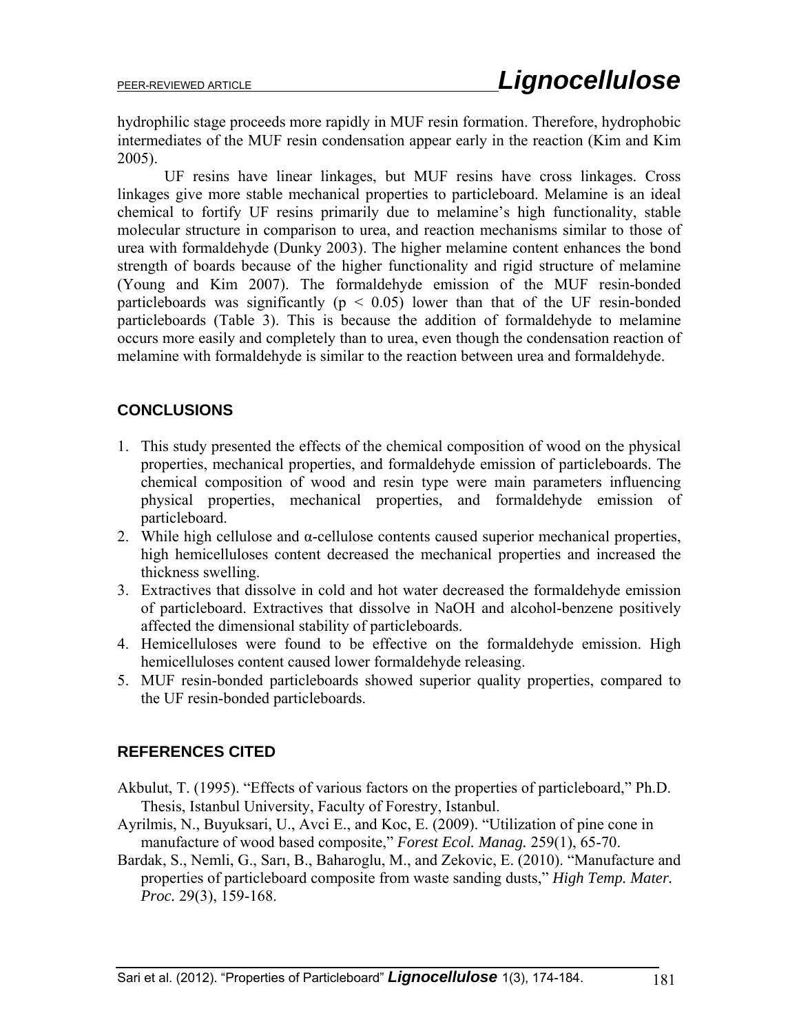hydrophilic stage proceeds more rapidly in MUF resin formation. Therefore, hydrophobic intermediates of the MUF resin condensation appear early in the reaction (Kim and Kim 2005).

UF resins have linear linkages, but MUF resins have cross linkages. Cross linkages give more stable mechanical properties to particleboard. Melamine is an ideal chemical to fortify UF resins primarily due to melamine's high functionality, stable molecular structure in comparison to urea, and reaction mechanisms similar to those of urea with formaldehyde (Dunky 2003). The higher melamine content enhances the bond strength of boards because of the higher functionality and rigid structure of melamine (Young and Kim 2007). The formaldehyde emission of the MUF resin-bonded particleboards was significantly ($p < 0.05$) lower than that of the UF resin-bonded particleboards (Table 3). This is because the addition of formaldehyde to melamine occurs more easily and completely than to urea, even though the condensation reaction of melamine with formaldehyde is similar to the reaction between urea and formaldehyde.

## CONCLUSIONS

1. This study presented the effects of the chemical composition of wood on the physical properties, mechanical properties, and formaldehyde emission of particleboards. The chemical composition of wood and resin type were main parameters influencing physical properties, mechanical properties, and formaldehyde emission of particleboard.
2. While high cellulose and α-cellulose contents caused superior mechanical properties, high hemicelluloses content decreased the mechanical properties and increased the thickness swelling.
3. Extractives that dissolve in cold and hot water decreased the formaldehyde emission of particleboard. Extractives that dissolve in NaOH and alcohol-benzene positively affected the dimensional stability of particleboards.
4. Hemicelluloses were found to be effective on the formaldehyde emission. High hemicelluloses content caused lower formaldehyde releasing.
5. MUF resin-bonded particleboards showed superior quality properties, compared to the UF resin-bonded particleboards.

## REFERENCES CITED

Akbulut, T. (1995). "Effects of various factors on the properties of particleboard," Ph.D. Thesis, Istanbul University, Faculty of Forestry, Istanbul.

Ayrilmis, N., Buyuksari, U., Avci E., and Koc, E. (2009). "Utilization of pine cone in manufacture of wood based composite," *Forest Ecol. Manag.* 259(1), 65-70.

Bardak, S., Nemli, G., Sarı, B., Baharoglu, M., and Zekovic, E. (2010). "Manufacture and properties of particleboard composite from waste sanding dusts," *High Temp. Mater. Proc.* 29(3), 159-168.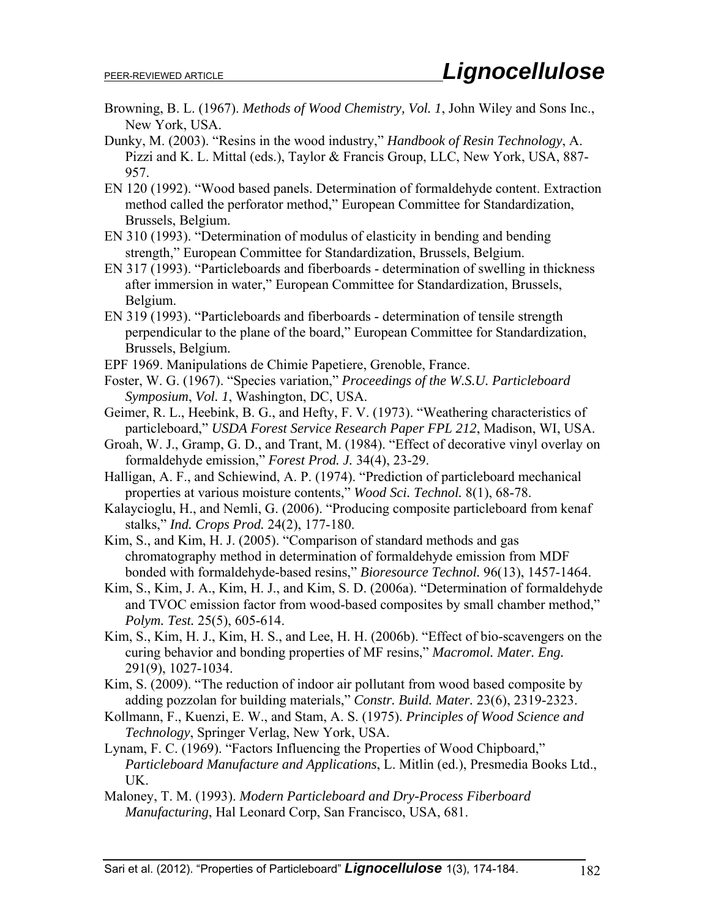Browning, B. L. (1967). *Methods of Wood Chemistry, Vol. 1*, John Wiley and Sons Inc., New York, USA.

Dunky, M. (2003). "Resins in the wood industry," *Handbook of Resin Technology*, A. Pizzi and K. L. Mittal (eds.), Taylor & Francis Group, LLC, New York, USA, 887-957.

EN 120 (1992). "Wood based panels. Determination of formaldehyde content. Extraction method called the perforator method," European Committee for Standardization, Brussels, Belgium.

EN 310 (1993). "Determination of modulus of elasticity in bending and bending strength," European Committee for Standardization, Brussels, Belgium.

EN 317 (1993). "Particleboards and fiberboards - determination of swelling in thickness after immersion in water," European Committee for Standardization, Brussels, Belgium.

EN 319 (1993). "Particleboards and fiberboards - determination of tensile strength perpendicular to the plane of the board," European Committee for Standardization, Brussels, Belgium.

EPF 1969. Manipulations de Chimie Papetiere, Grenoble, France.

Foster, W. G. (1967). "Species variation," *Proceedings of the W.S.U. Particleboard Symposium*, *Vol. 1*, Washington, DC, USA.

Geimer, R. L., Heebink, B. G., and Hefty, F. V. (1973). "Weathering characteristics of particleboard," *USDA Forest Service Research Paper FPL 212*, Madison, WI, USA.

Groah, W. J., Gramp, G. D., and Trant, M. (1984). "Effect of decorative vinyl overlay on formaldehyde emission," *Forest Prod. J.* 34(4), 23-29.

Halligan, A. F., and Schiewind, A. P. (1974). "Prediction of particleboard mechanical properties at various moisture contents," *Wood Sci. Technol.* 8(1), 68-78.

Kalaycioglu, H., and Nemli, G. (2006). "Producing composite particleboard from kenaf stalks," *Ind. Crops Prod.* 24(2), 177-180.

Kim, S., and Kim, H. J. (2005). "Comparison of standard methods and gas chromatography method in determination of formaldehyde emission from MDF bonded with formaldehyde-based resins," *Bioresource Technol.* 96(13), 1457-1464.

Kim, S., Kim, J. A., Kim, H. J., and Kim, S. D. (2006a). "Determination of formaldehyde and TVOC emission factor from wood-based composites by small chamber method," *Polym. Test.* 25(5), 605-614.

Kim, S., Kim, H. J., Kim, H. S., and Lee, H. H. (2006b). "Effect of bio-scavengers on the curing behavior and bonding properties of MF resins," *Macromol. Mater. Eng.* 291(9), 1027-1034.

Kim, S. (2009). "The reduction of indoor air pollutant from wood based composite by adding pozzolan for building materials," *Constr. Build. Mater.* 23(6), 2319-2323.

Kollmann, F., Kuenzi, E. W., and Stam, A. S. (1975). *Principles of Wood Science and Technology*, Springer Verlag, New York, USA.

Lynam, F. C. (1969). "Factors Influencing the Properties of Wood Chipboard," *Particleboard Manufacture and Applications*, L. Mitlin (ed.), Presmedia Books Ltd., UK.

Maloney, T. M. (1993). *Modern Particleboard and Dry-Process Fiberboard Manufacturing*, Hal Leonard Corp, San Francisco, USA, 681.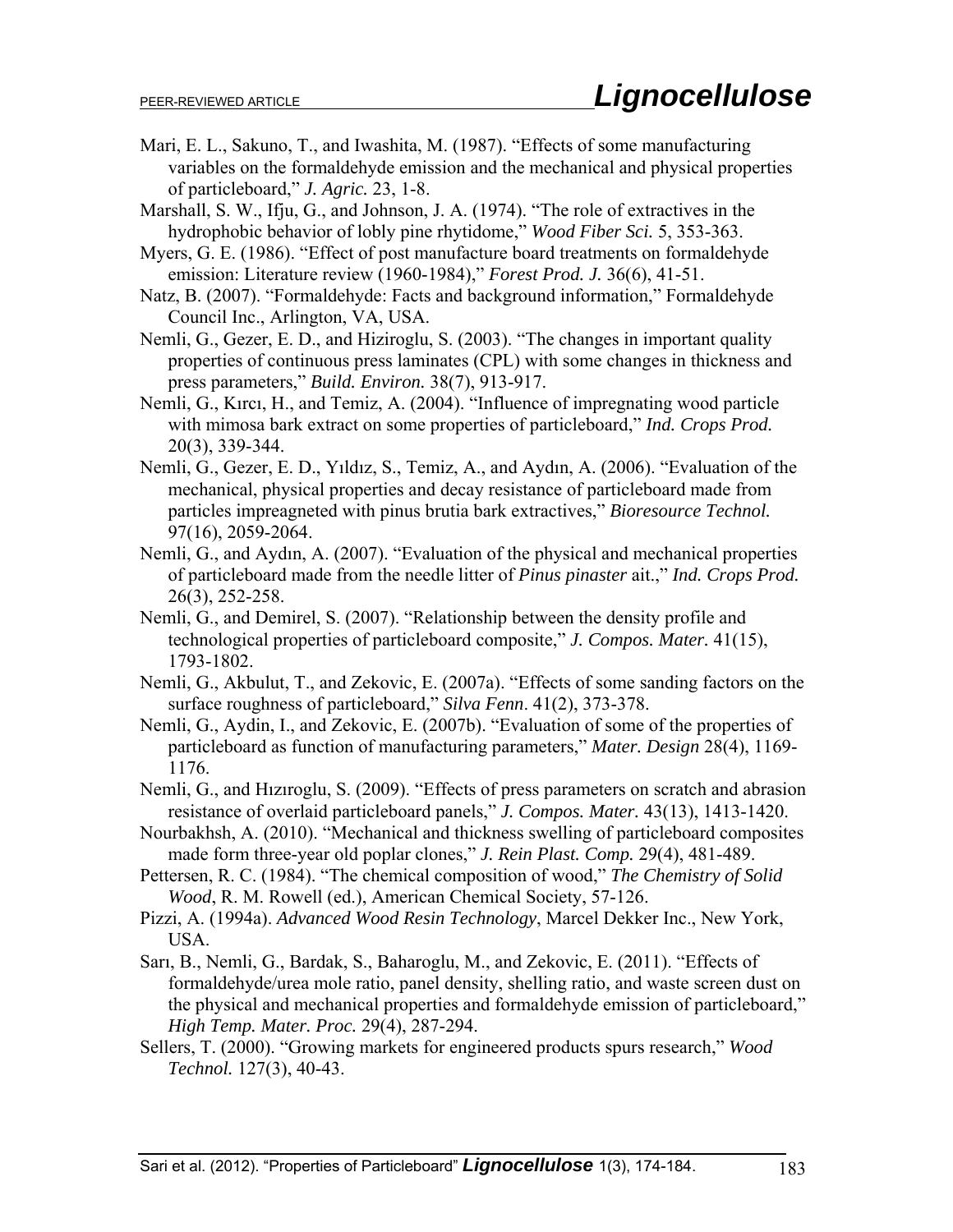Mari, E. L., Sakuno, T., and Iwashita, M. (1987). "Effects of some manufacturing variables on the formaldehyde emission and the mechanical and physical properties of particleboard," *J. Agric.* 23, 1-8.

Marshall, S. W., Ifju, G., and Johnson, J. A. (1974). "The role of extractives in the hydrophobic behavior of lobly pine rhytidome," *Wood Fiber Sci.* 5, 353-363.

Myers, G. E. (1986). "Effect of post manufacture board treatments on formaldehyde emission: Literature review (1960-1984)," *Forest Prod. J.* 36(6), 41-51.

Natz, B. (2007). "Formaldehyde: Facts and background information," Formaldehyde Council Inc., Arlington, VA, USA.

Nemli, G., Gezer, E. D., and Hiziroglu, S. (2003). "The changes in important quality properties of continuous press laminates (CPL) with some changes in thickness and press parameters," *Build. Environ.* 38(7), 913-917.

Nemli, G., Kırcı, H., and Temiz, A. (2004). "Influence of impregnating wood particle with mimosa bark extract on some properties of particleboard," *Ind. Crops Prod.* 20(3), 339-344.

Nemli, G., Gezer, E. D., Yıldız, S., Temiz, A., and Aydın, A. (2006). "Evaluation of the mechanical, physical properties and decay resistance of particleboard made from particles impreagneted with pinus brutia bark extractives," *Bioresource Technol.* 97(16), 2059-2064.

Nemli, G., and Aydın, A. (2007). "Evaluation of the physical and mechanical properties of particleboard made from the needle litter of *Pinus pinaster* ait.," *Ind. Crops Prod.* 26(3), 252-258.

Nemli, G., and Demirel, S. (2007). "Relationship between the density profile and technological properties of particleboard composite," *J. Compos. Mater.* 41(15), 1793-1802.

Nemli, G., Akbulut, T., and Zekovic, E. (2007a). "Effects of some sanding factors on the surface roughness of particleboard," *Silva Fenn*. 41(2), 373-378.

Nemli, G., Aydin, I., and Zekovic, E. (2007b). "Evaluation of some of the properties of particleboard as function of manufacturing parameters," *Mater. Design* 28(4), 1169-1176.

Nemli, G., and Hızıroglu, S. (2009). "Effects of press parameters on scratch and abrasion resistance of overlaid particleboard panels," *J. Compos. Mater.* 43(13), 1413-1420.

Nourbakhsh, A. (2010). "Mechanical and thickness swelling of particleboard composites made form three-year old poplar clones," *J. Rein Plast. Comp.* 29(4), 481-489.

Pettersen, R. C. (1984). "The chemical composition of wood," *The Chemistry of Solid Wood*, R. M. Rowell (ed.), American Chemical Society, 57-126.

Pizzi, A. (1994a). *Advanced Wood Resin Technology*, Marcel Dekker Inc., New York, USA.

Sarı, B., Nemli, G., Bardak, S., Baharoglu, M., and Zekovic, E. (2011). "Effects of formaldehyde/urea mole ratio, panel density, shelling ratio, and waste screen dust on the physical and mechanical properties and formaldehyde emission of particleboard," *High Temp. Mater. Proc.* 29(4), 287-294.

Sellers, T. (2000). "Growing markets for engineered products spurs research," *Wood Technol.* 127(3), 40-43.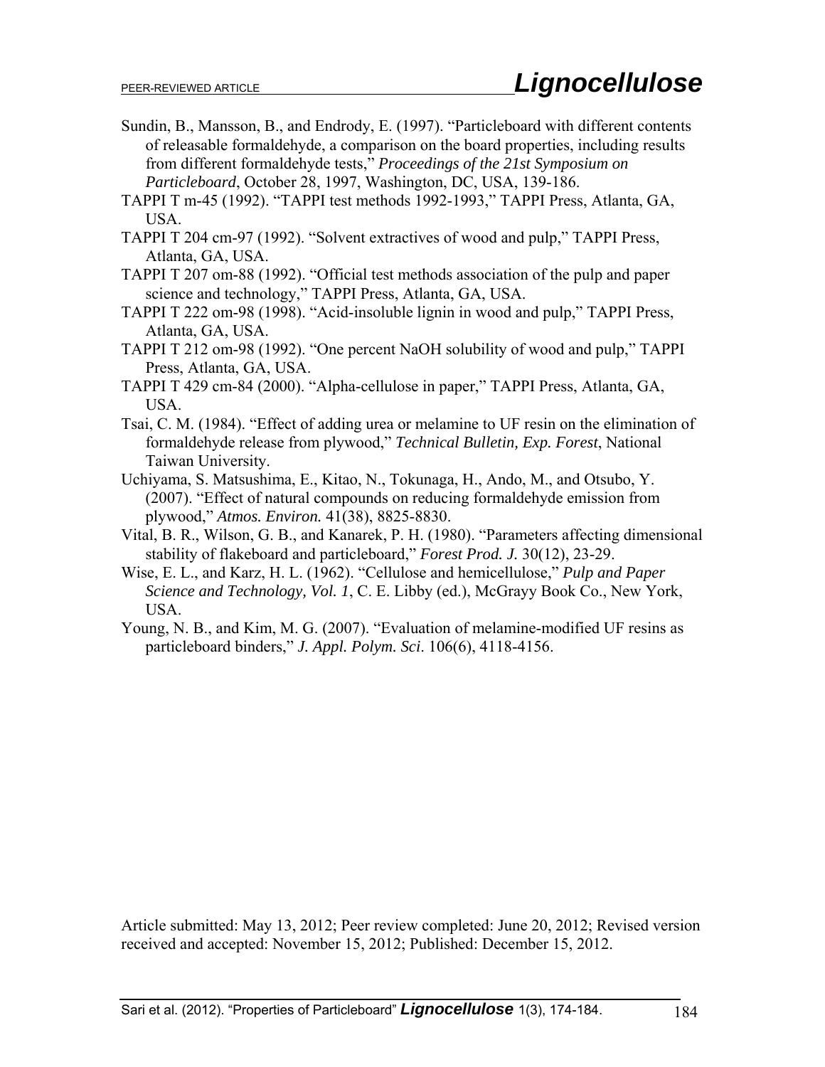Sundin, B., Mansson, B., and Endrody, E. (1997). "Particleboard with different contents of releasable formaldehyde, a comparison on the board properties, including results from different formaldehyde tests," *Proceedings of the 21st Symposium on Particleboard*, October 28, 1997, Washington, DC, USA, 139-186.

TAPPI T m-45 (1992). "TAPPI test methods 1992-1993," TAPPI Press, Atlanta, GA, USA.

TAPPI T 204 cm-97 (1992). "Solvent extractives of wood and pulp," TAPPI Press, Atlanta, GA, USA.

TAPPI T 207 om-88 (1992). "Official test methods association of the pulp and paper science and technology," TAPPI Press, Atlanta, GA, USA.

TAPPI T 222 om-98 (1998). "Acid-insoluble lignin in wood and pulp," TAPPI Press, Atlanta, GA, USA.

TAPPI T 212 om-98 (1992). "One percent NaOH solubility of wood and pulp," TAPPI Press, Atlanta, GA, USA.

TAPPI T 429 cm-84 (2000). "Alpha-cellulose in paper," TAPPI Press, Atlanta, GA, USA.

Tsai, C. M. (1984). "Effect of adding urea or melamine to UF resin on the elimination of formaldehyde release from plywood," *Technical Bulletin, Exp. Forest*, National Taiwan University.

Uchiyama, S. Matsushima, E., Kitao, N., Tokunaga, H., Ando, M., and Otsubo, Y. (2007). "Effect of natural compounds on reducing formaldehyde emission from plywood," *Atmos. Environ.* 41(38), 8825-8830.

Vital, B. R., Wilson, G. B., and Kanarek, P. H. (1980). "Parameters affecting dimensional stability of flakeboard and particleboard," *Forest Prod. J.* 30(12), 23-29.

Wise, E. L., and Karz, H. L. (1962). "Cellulose and hemicellulose," *Pulp and Paper Science and Technology, Vol. 1*, C. E. Libby (ed.), McGrayy Book Co., New York, USA.

Young, N. B., and Kim, M. G. (2007). "Evaluation of melamine-modified UF resins as particleboard binders," *J. Appl. Polym. Sci.* 106(6), 4118-4156.

Article submitted: May 13, 2012; Peer review completed: June 20, 2012; Revised version received and accepted: November 15, 2012; Published: December 15, 2012.